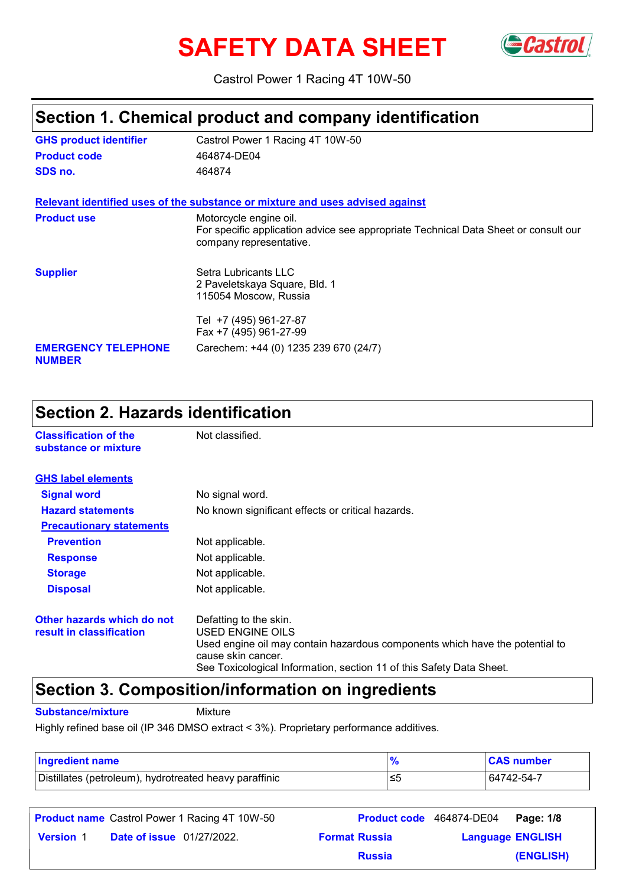# SAFETY DATA SHEET

Castrol Power 1 Racing 4T 10W-50

## Section 1. Chemical product and company identification

**GHS product identifier** Castrol Power 1 Racing 4T 10W-50

**Product code** 464874-DE04

**SDS no.** 464874

**Relevant identified uses of the substance or mixture and uses advised against**

**Product use** Motorcycle engine oil.
For specific application advice see appropriate Technical Data Sheet or consult our company representative.

**Supplier** Setra Lubricants LLC
2 Paveletskaya Square, Bld. 1
115054 Moscow, Russia

Tel +7 (495) 961-27-87
Fax +7 (495) 961-27-99

**EMERGENCY TELEPHONE NUMBER** Carechem: +44 (0) 1235 239 670 (24/7)

## Section 2. Hazards identification

**Classification of the substance or mixture** Not classified.

**GHS label elements**

**Signal word** No signal word.

**Hazard statements** No known significant effects or critical hazards.

**Precautionary statements**

**Prevention** Not applicable.

**Response** Not applicable.

**Storage** Not applicable.

**Disposal** Not applicable.

**Other hazards which do not result in classification** Defatting to the skin.
USED ENGINE OILS
Used engine oil may contain hazardous components which have the potential to cause skin cancer.
See Toxicological Information, section 11 of this Safety Data Sheet.

## Section 3. Composition/information on ingredients

**Substance/mixture** Mixture

Highly refined base oil (IP 346 DMSO extract < 3%). Proprietary performance additives.

| Ingredient name | % | CAS number |
|---|---|---|
| Distillates (petroleum), hydrotreated heavy paraffinic | ≤5 | 64742-54-7 |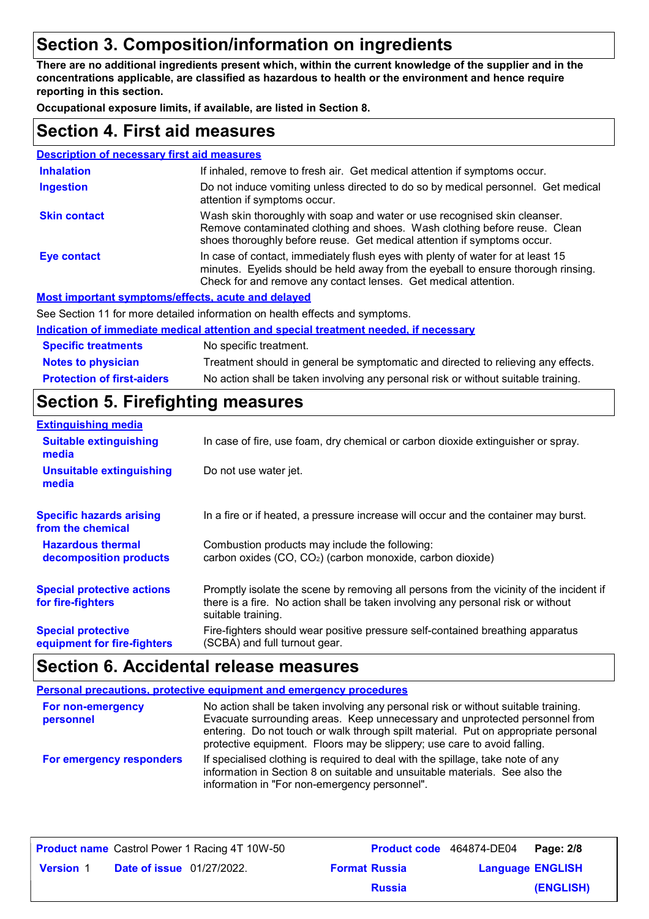## Section 3. Composition/information on ingredients

**There are no additional ingredients present which, within the current knowledge of the supplier and in the concentrations applicable, are classified as hazardous to health or the environment and hence require reporting in this section.**

**Occupational exposure limits, if available, are listed in Section 8.**

## Section 4. First aid measures

### Description of necessary first aid measures

| | |
|---|---|
| **Inhalation** | If inhaled, remove to fresh air. Get medical attention if symptoms occur. |
| **Ingestion** | Do not induce vomiting unless directed to do so by medical personnel. Get medical attention if symptoms occur. |
| **Skin contact** | Wash skin thoroughly with soap and water or use recognised skin cleanser. Remove contaminated clothing and shoes. Wash clothing before reuse. Clean shoes thoroughly before reuse. Get medical attention if symptoms occur. |
| **Eye contact** | In case of contact, immediately flush eyes with plenty of water for at least 15 minutes. Eyelids should be held away from the eyeball to ensure thorough rinsing. Check for and remove any contact lenses. Get medical attention. |

### Most important symptoms/effects, acute and delayed

See Section 11 for more detailed information on health effects and symptoms.

### Indication of immediate medical attention and special treatment needed, if necessary

| | |
|---|---|
| **Specific treatments** | No specific treatment. |
| **Notes to physician** | Treatment should in general be symptomatic and directed to relieving any effects. |
| **Protection of first-aiders** | No action shall be taken involving any personal risk or without suitable training. |

## Section 5. Firefighting measures

### Extinguishing media

| | |
|---|---|
| **Suitable extinguishing media** | In case of fire, use foam, dry chemical or carbon dioxide extinguisher or spray. |
| **Unsuitable extinguishing media** | Do not use water jet. |

| | |
|---|---|
| **Specific hazards arising from the chemical** | In a fire or if heated, a pressure increase will occur and the container may burst. |
| **Hazardous thermal decomposition products** | Combustion products may include the following: carbon oxides ($CO$, $CO_2$) (carbon monoxide, carbon dioxide) |
| **Special protective actions for fire-fighters** | Promptly isolate the scene by removing all persons from the vicinity of the incident if there is a fire. No action shall be taken involving any personal risk or without suitable training. |
| **Special protective equipment for fire-fighters** | Fire-fighters should wear positive pressure self-contained breathing apparatus (SCBA) and full turnout gear. |

## Section 6. Accidental release measures

### Personal precautions, protective equipment and emergency procedures

| | |
|---|---|
| **For non-emergency personnel** | No action shall be taken involving any personal risk or without suitable training. Evacuate surrounding areas. Keep unnecessary and unprotected personnel from entering. Do not touch or walk through spilt material. Put on appropriate personal protective equipment. Floors may be slippery; use care to avoid falling. |
| **For emergency responders** | If specialised clothing is required to deal with the spillage, take note of any information in Section 8 on suitable and unsuitable materials. See also the information in "For non-emergency personnel". |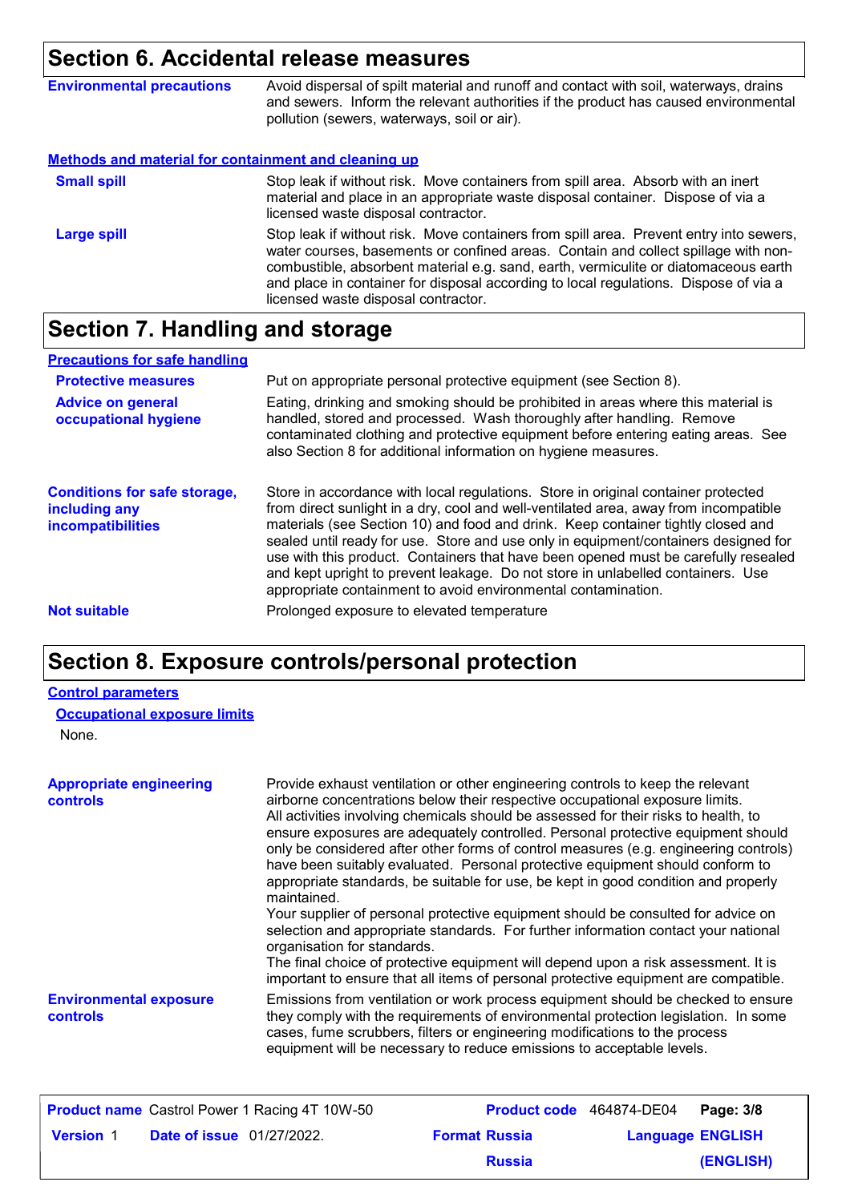## Section 6. Accidental release measures

**Environmental precautions**

Avoid dispersal of spilt material and runoff and contact with soil, waterways, drains and sewers. Inform the relevant authorities if the product has caused environmental pollution (sewers, waterways, soil or air).

### Methods and material for containment and cleaning up

**Small spill**

Stop leak if without risk. Move containers from spill area. Absorb with an inert material and place in an appropriate waste disposal container. Dispose of via a licensed waste disposal contractor.

**Large spill**

Stop leak if without risk. Move containers from spill area. Prevent entry into sewers, water courses, basements or confined areas. Contain and collect spillage with non-combustible, absorbent material e.g. sand, earth, vermiculite or diatomaceous earth and place in container for disposal according to local regulations. Dispose of via a licensed waste disposal contractor.

## Section 7. Handling and storage

### Precautions for safe handling

**Protective measures**

Put on appropriate personal protective equipment (see Section 8).

**Advice on general occupational hygiene**

Eating, drinking and smoking should be prohibited in areas where this material is handled, stored and processed. Wash thoroughly after handling. Remove contaminated clothing and protective equipment before entering eating areas. See also Section 8 for additional information on hygiene measures.

**Conditions for safe storage, including any incompatibilities**

Store in accordance with local regulations. Store in original container protected from direct sunlight in a dry, cool and well-ventilated area, away from incompatible materials (see Section 10) and food and drink. Keep container tightly closed and sealed until ready for use. Store and use only in equipment/containers designed for use with this product. Containers that have been opened must be carefully resealed and kept upright to prevent leakage. Do not store in unlabelled containers. Use appropriate containment to avoid environmental contamination.

**Not suitable**

Prolonged exposure to elevated temperature

## Section 8. Exposure controls/personal protection

### Control parameters

#### Occupational exposure limits

None.

**Appropriate engineering controls**

Provide exhaust ventilation or other engineering controls to keep the relevant airborne concentrations below their respective occupational exposure limits.
All activities involving chemicals should be assessed for their risks to health, to ensure exposures are adequately controlled. Personal protective equipment should only be considered after other forms of control measures (e.g. engineering controls) have been suitably evaluated. Personal protective equipment should conform to appropriate standards, be suitable for use, be kept in good condition and properly maintained.
Your supplier of personal protective equipment should be consulted for advice on selection and appropriate standards. For further information contact your national organisation for standards.
The final choice of protective equipment will depend upon a risk assessment. It is important to ensure that all items of personal protective equipment are compatible.

**Environmental exposure controls**

Emissions from ventilation or work process equipment should be checked to ensure they comply with the requirements of environmental protection legislation. In some cases, fume scrubbers, filters or engineering modifications to the process equipment will be necessary to reduce emissions to acceptable levels.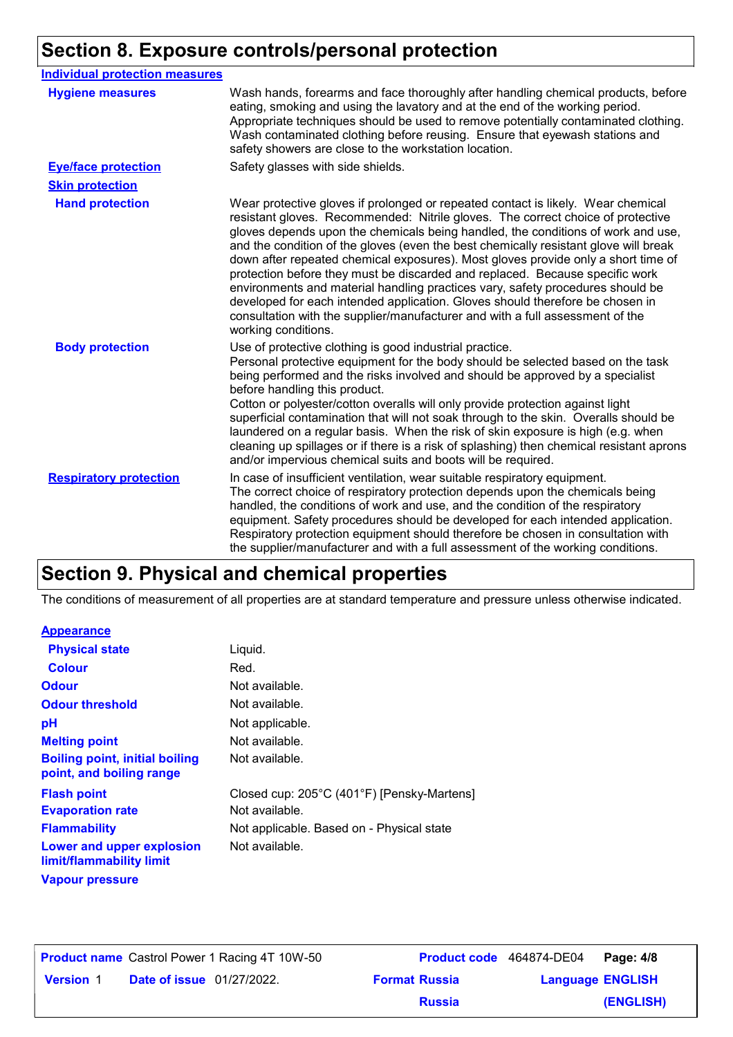## Section 8. Exposure controls/personal protection

**Individual protection measures**

| | |
|---|---|
| **Hygiene measures** | Wash hands, forearms and face thoroughly after handling chemical products, before eating, smoking and using the lavatory and at the end of the working period. Appropriate techniques should be used to remove potentially contaminated clothing. Wash contaminated clothing before reusing. Ensure that eyewash stations and safety showers are close to the workstation location. |
| **Eye/face protection** | Safety glasses with side shields. |
| **Skin protection** | |
| **Hand protection** | Wear protective gloves if prolonged or repeated contact is likely. Wear chemical resistant gloves. Recommended: Nitrile gloves. The correct choice of protective gloves depends upon the chemicals being handled, the conditions of work and use, and the condition of the gloves (even the best chemically resistant glove will break down after repeated chemical exposures). Most gloves provide only a short time of protection before they must be discarded and replaced. Because specific work environments and material handling practices vary, safety procedures should be developed for each intended application. Gloves should therefore be chosen in consultation with the supplier/manufacturer and with a full assessment of the working conditions. |
| **Body protection** | Use of protective clothing is good industrial practice. Personal protective equipment for the body should be selected based on the task being performed and the risks involved and should be approved by a specialist before handling this product. Cotton or polyester/cotton overalls will only provide protection against light superficial contamination that will not soak through to the skin. Overalls should be laundered on a regular basis. When the risk of skin exposure is high (e.g. when cleaning up spillages or if there is a risk of splashing) then chemical resistant aprons and/or impervious chemical suits and boots will be required. |
| **Respiratory protection** | In case of insufficient ventilation, wear suitable respiratory equipment. The correct choice of respiratory protection depends upon the chemicals being handled, the conditions of work and use, and the condition of the respiratory equipment. Safety procedures should be developed for each intended application. Respiratory protection equipment should therefore be chosen in consultation with the supplier/manufacturer and with a full assessment of the working conditions. |

## Section 9. Physical and chemical properties

The conditions of measurement of all properties are at standard temperature and pressure unless otherwise indicated.

| | |
|---|---|
| **Appearance** | |
| **Physical state** | Liquid. |
| **Colour** | Red. |
| **Odour** | Not available. |
| **Odour threshold** | Not available. |
| **pH** | Not applicable. |
| **Melting point** | Not available. |
| **Boiling point, initial boiling point, and boiling range** | Not available. |
| **Flash point** | Closed cup: 205°C (401°F) [Pensky-Martens] |
| **Evaporation rate** | Not available. |
| **Flammability** | Not applicable. Based on - Physical state |
| **Lower and upper explosion limit/flammability limit** | Not available. |
| **Vapour pressure** | |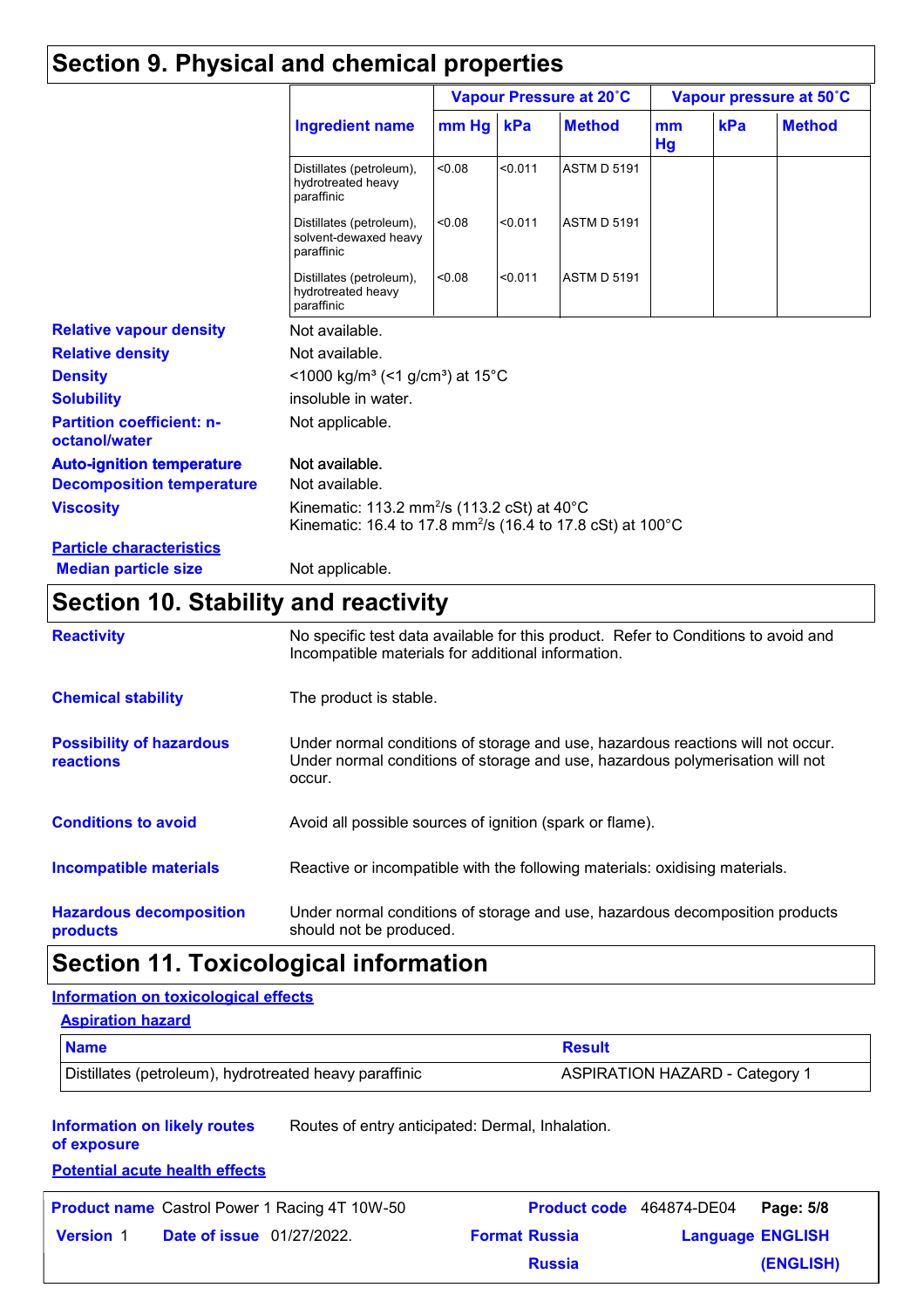## Section 9. Physical and chemical properties

| Ingredient name | Vapour Pressure at 20˚C | | | Vapour pressure at 50˚C | | |
|---|---|---|---|---|---|---|
| | mm Hg | kPa | Method | mm Hg | kPa | Method |
| Distillates (petroleum), hydrotreated heavy paraffinic | <0.08 | <0.011 | ASTM D 5191 | | | |
| Distillates (petroleum), solvent-dewaxed heavy paraffinic | <0.08 | <0.011 | ASTM D 5191 | | | |
| Distillates (petroleum), hydrotreated heavy paraffinic | <0.08 | <0.011 | ASTM D 5191 | | | |

**Relative vapour density** Not available.

**Relative density** Not available.

**Density** <1000 kg/m³ (<1 g/cm³) at 15°C

**Solubility** insoluble in water.

**Partition coefficient: n-octanol/water** Not applicable.

**Auto-ignition temperature** Not available.

**Decomposition temperature** Not available.

**Viscosity** Kinematic: 113.2 $mm^2/s$ (113.2 cSt) at 40°C
Kinematic: 16.4 to 17.8 $mm^2/s$ (16.4 to 17.8 cSt) at 100°C

**Particle characteristics**

**Median particle size** Not applicable.

## Section 10. Stability and reactivity

**Reactivity** No specific test data available for this product. Refer to Conditions to avoid and Incompatible materials for additional information.

**Chemical stability** The product is stable.

**Possibility of hazardous reactions** Under normal conditions of storage and use, hazardous reactions will not occur. Under normal conditions of storage and use, hazardous polymerisation will not occur.

**Conditions to avoid** Avoid all possible sources of ignition (spark or flame).

**Incompatible materials** Reactive or incompatible with the following materials: oxidising materials.

**Hazardous decomposition products** Under normal conditions of storage and use, hazardous decomposition products should not be produced.

## Section 11. Toxicological information

**Information on toxicological effects**

**Aspiration hazard**

| Name | Result |
|---|---|
| Distillates (petroleum), hydrotreated heavy paraffinic | ASPIRATION HAZARD - Category 1 |

**Information on likely routes of exposure** Routes of entry anticipated: Dermal, Inhalation.

**Potential acute health effects**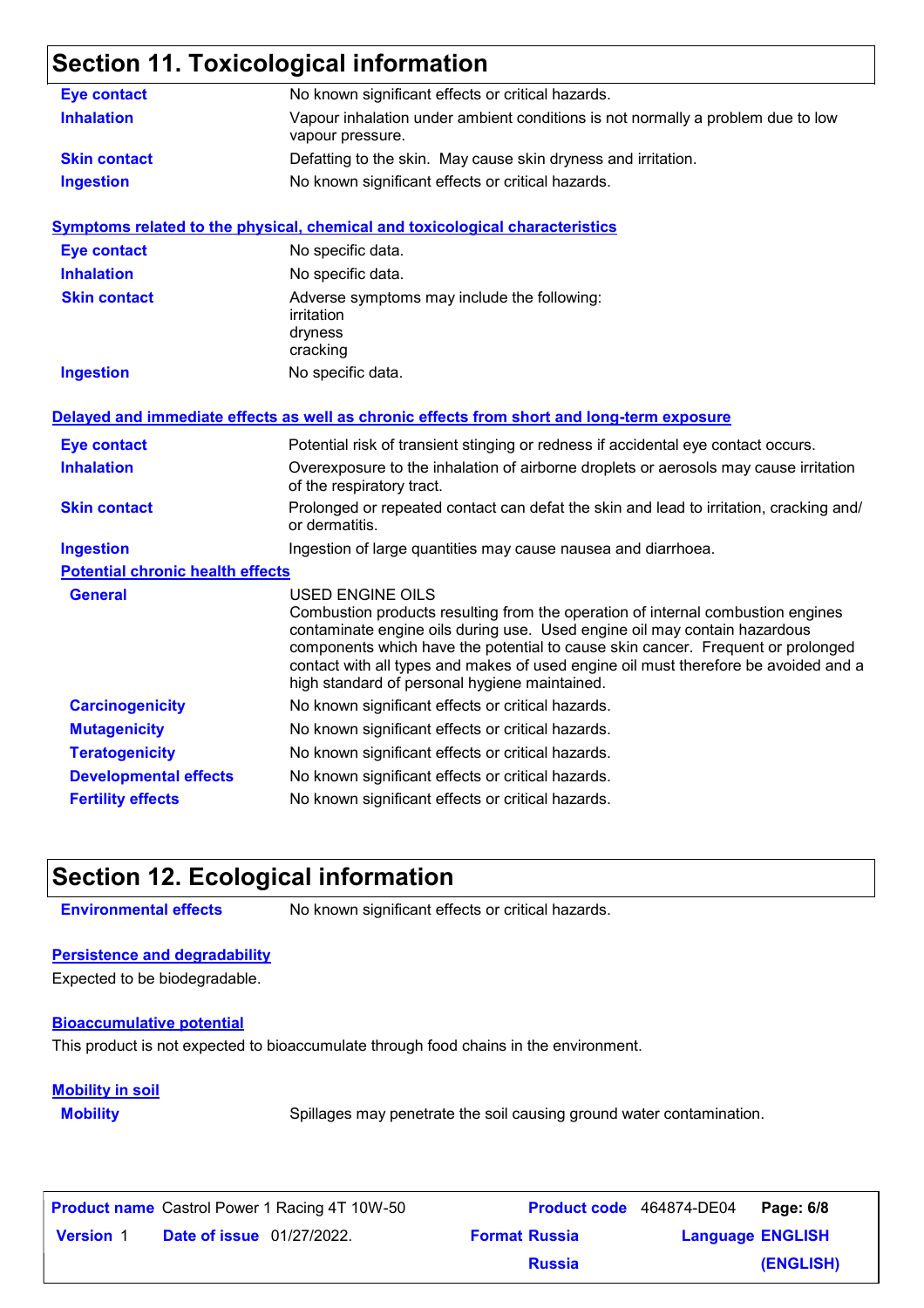## Section 11. Toxicological information

| | |
|---|---|
| **Eye contact** | No known significant effects or critical hazards. |
| **Inhalation** | Vapour inhalation under ambient conditions is not normally a problem due to low vapour pressure. |
| **Skin contact** | Defatting to the skin. May cause skin dryness and irritation. |
| **Ingestion** | No known significant effects or critical hazards. |

### Symptoms related to the physical, chemical and toxicological characteristics

| | |
|---|---|
| **Eye contact** | No specific data. |
| **Inhalation** | No specific data. |
| **Skin contact** | Adverse symptoms may include the following:<br>irritation<br>dryness<br>cracking |
| **Ingestion** | No specific data. |

### Delayed and immediate effects as well as chronic effects from short and long-term exposure

| | |
|---|---|
| **Eye contact** | Potential risk of transient stinging or redness if accidental eye contact occurs. |
| **Inhalation** | Overexposure to the inhalation of airborne droplets or aerosols may cause irritation of the respiratory tract. |
| **Skin contact** | Prolonged or repeated contact can defat the skin and lead to irritation, cracking and/ or dermatitis. |
| **Ingestion** | Ingestion of large quantities may cause nausea and diarrhoea. |

**Potential chronic health effects**

| | |
|---|---|
| **General** | USED ENGINE OILS<br>Combustion products resulting from the operation of internal combustion engines contaminate engine oils during use. Used engine oil may contain hazardous components which have the potential to cause skin cancer. Frequent or prolonged contact with all types and makes of used engine oil must therefore be avoided and a high standard of personal hygiene maintained. |
| **Carcinogenicity** | No known significant effects or critical hazards. |
| **Mutagenicity** | No known significant effects or critical hazards. |
| **Teratogenicity** | No known significant effects or critical hazards. |
| **Developmental effects** | No known significant effects or critical hazards. |
| **Fertility effects** | No known significant effects or critical hazards. |

## Section 12. Ecological information

| | |
|---|---|
| **Environmental effects** | No known significant effects or critical hazards. |

### Persistence and degradability

Expected to be biodegradable.

### Bioaccumulative potential

This product is not expected to bioaccumulate through food chains in the environment.

### Mobility in soil

| | |
|---|---|
| **Mobility** | Spillages may penetrate the soil causing ground water contamination. |

| | | | | |
|---|---|---|---|---|
| **Product name** Castrol Power 1 Racing 4T 10W-50 | | **Product code** | 464874-DE04 | |
| **Version** 1 | **Date of issue** 01/27/2022. | **Format** Russia<br>Russia | | **Language** ENGLISH<br>(ENGLISH) |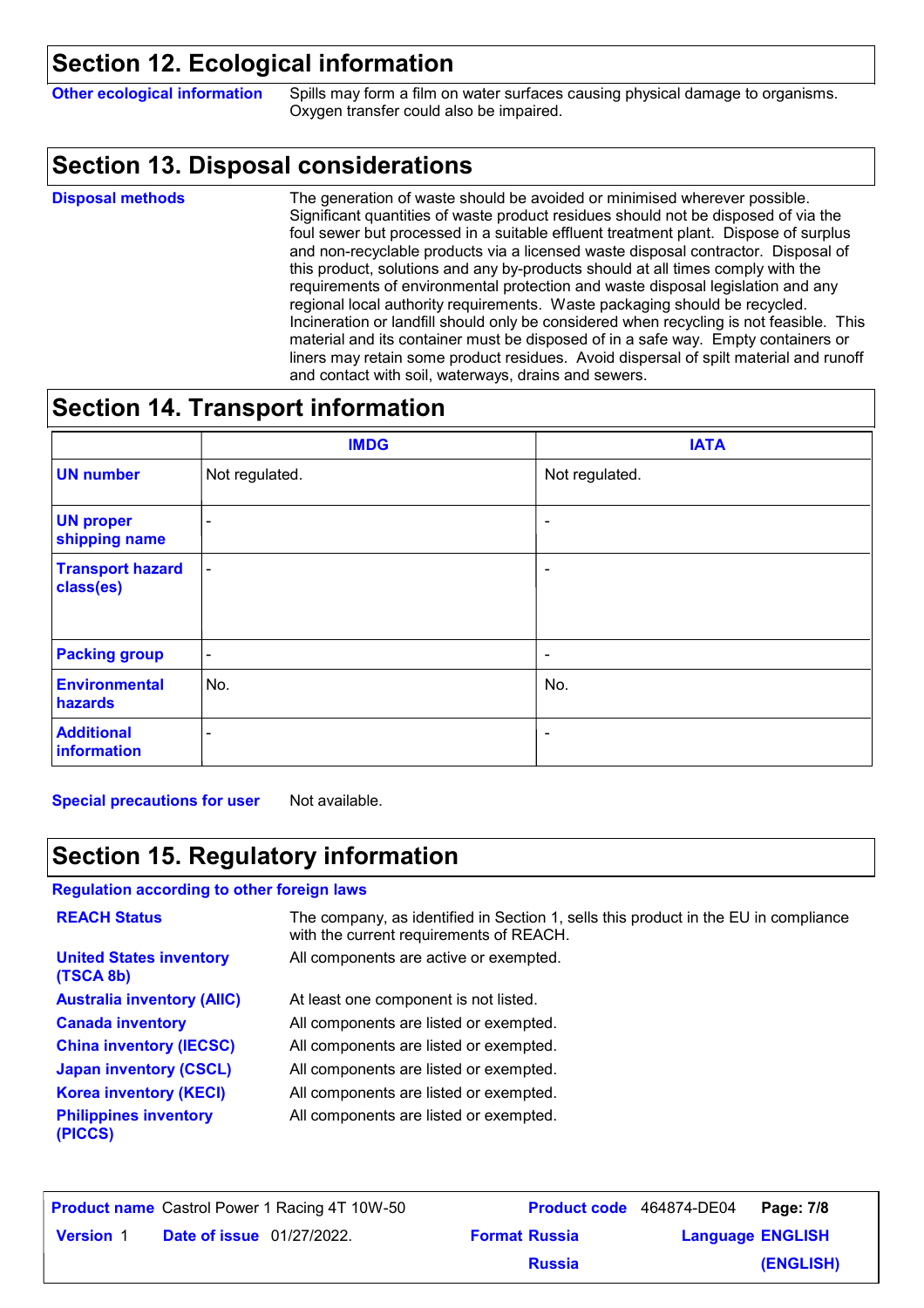## Section 12. Ecological information

**Other ecological information**

Spills may form a film on water surfaces causing physical damage to organisms. Oxygen transfer could also be impaired.

## Section 13. Disposal considerations

**Disposal methods**

The generation of waste should be avoided or minimised wherever possible. Significant quantities of waste product residues should not be disposed of via the foul sewer but processed in a suitable effluent treatment plant. Dispose of surplus and non-recyclable products via a licensed waste disposal contractor. Disposal of this product, solutions and any by-products should at all times comply with the requirements of environmental protection and waste disposal legislation and any regional local authority requirements. Waste packaging should be recycled. Incineration or landfill should only be considered when recycling is not feasible. This material and its container must be disposed of in a safe way. Empty containers or liners may retain some product residues. Avoid dispersal of spilt material and runoff and contact with soil, waterways, drains and sewers.

## Section 14. Transport information

| | IMDG | IATA |
|---|---|---|
| UN number | Not regulated. | Not regulated. |
| UN proper shipping name | - | - |
| Transport hazard class(es) | - | - |
| Packing group | - | - |
| Environmental hazards | No. | No. |
| Additional information | - | - |

**Special precautions for user** Not available.

## Section 15. Regulatory information

**Regulation according to other foreign laws**

| | |
|---|---|
| **REACH Status** | The company, as identified in Section 1, sells this product in the EU in compliance with the current requirements of REACH. |
| **United States inventory (TSCA 8b)** | All components are active or exempted. |
| **Australia inventory (AIIC)** | At least one component is not listed. |
| **Canada inventory** | All components are listed or exempted. |
| **China inventory (IECSC)** | All components are listed or exempted. |
| **Japan inventory (CSCL)** | All components are listed or exempted. |
| **Korea inventory (KECI)** | All components are listed or exempted. |
| **Philippines inventory (PICCS)** | All components are listed or exempted. |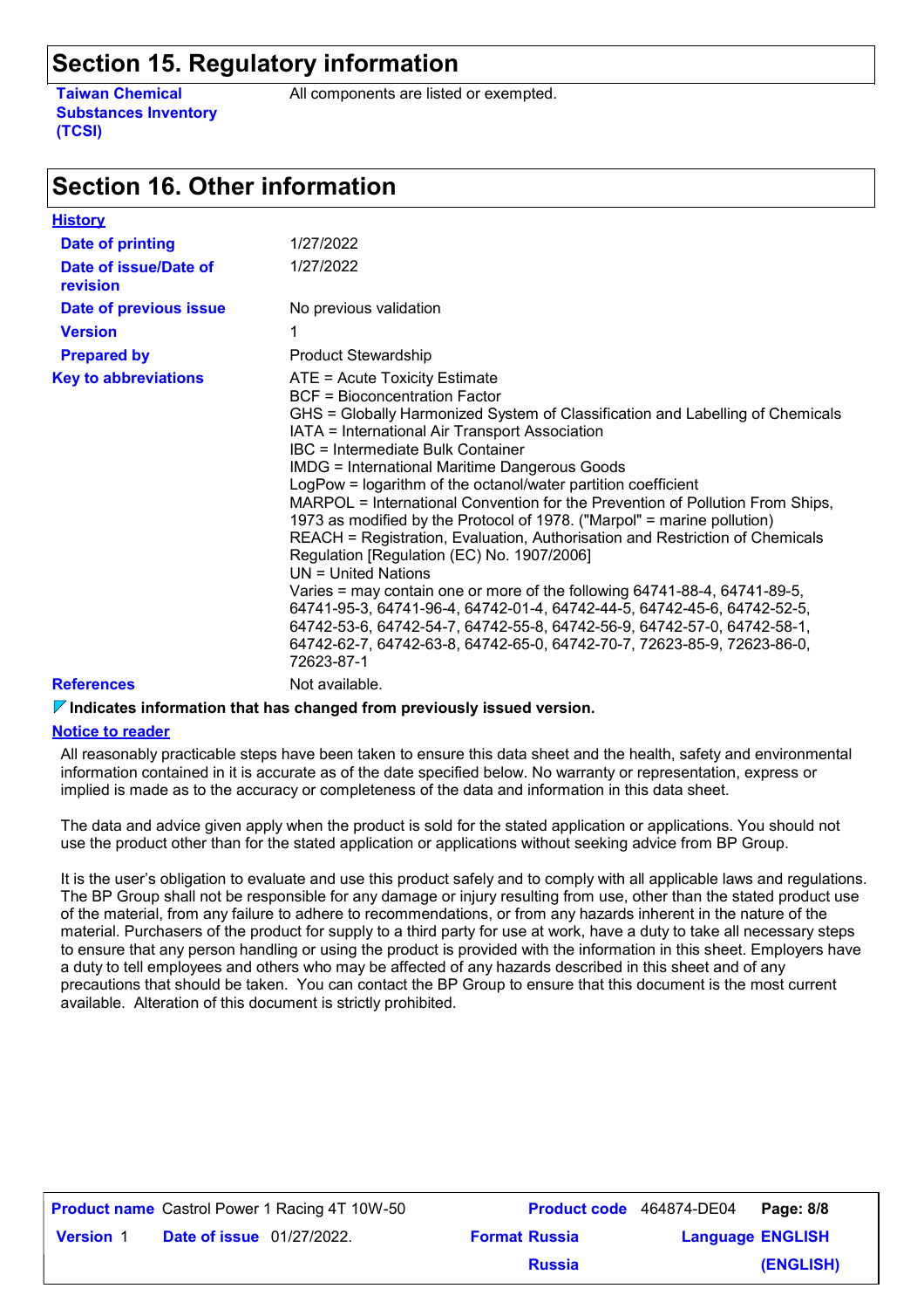## Section 15. Regulatory information

| | |
|---|---|
| **Taiwan Chemical Substances Inventory (TCSI)** | All components are listed or exempted. |

## Section 16. Other information

**History**

| | |
|---|---|
| **Date of printing** | 1/27/2022 |
| **Date of issue/Date of revision** | 1/27/2022 |
| **Date of previous issue** | No previous validation |
| **Version** | 1 |
| **Prepared by** | Product Stewardship |

**Key to abbreviations**

ATE = Acute Toxicity Estimate
BCF = Bioconcentration Factor
GHS = Globally Harmonized System of Classification and Labelling of Chemicals
IATA = International Air Transport Association
IBC = Intermediate Bulk Container
IMDG = International Maritime Dangerous Goods
LogPow = logarithm of the octanol/water partition coefficient
MARPOL = International Convention for the Prevention of Pollution From Ships, 1973 as modified by the Protocol of 1978. ("Marpol" = marine pollution)
REACH = Registration, Evaluation, Authorisation and Restriction of Chemicals Regulation [Regulation (EC) No. 1907/2006]
UN = United Nations
Varies = may contain one or more of the following 64741-88-4, 64741-89-5, 64741-95-3, 64741-96-4, 64742-01-4, 64742-44-5, 64742-45-6, 64742-52-5, 64742-53-6, 64742-54-7, 64742-55-8, 64742-56-9, 64742-57-0, 64742-58-1, 64742-62-7, 64742-63-8, 64742-65-0, 64742-70-7, 72623-85-9, 72623-86-0, 72623-87-1

**References** Not available.

**Indicates information that has changed from previously issued version.**

**Notice to reader**

All reasonably practicable steps have been taken to ensure this data sheet and the health, safety and environmental information contained in it is accurate as of the date specified below. No warranty or representation, express or implied is made as to the accuracy or completeness of the data and information in this data sheet.

The data and advice given apply when the product is sold for the stated application or applications. You should not use the product other than for the stated application or applications without seeking advice from BP Group.

It is the user's obligation to evaluate and use this product safely and to comply with all applicable laws and regulations. The BP Group shall not be responsible for any damage or injury resulting from use, other than the stated product use of the material, from any failure to adhere to recommendations, or from any hazards inherent in the nature of the material. Purchasers of the product for supply to a third party for use at work, have a duty to take all necessary steps to ensure that any person handling or using the product is provided with the information in this sheet. Employers have a duty to tell employees and others who may be affected of any hazards described in this sheet and of any precautions that should be taken. You can contact the BP Group to ensure that this document is the most current available. Alteration of this document is strictly prohibited.